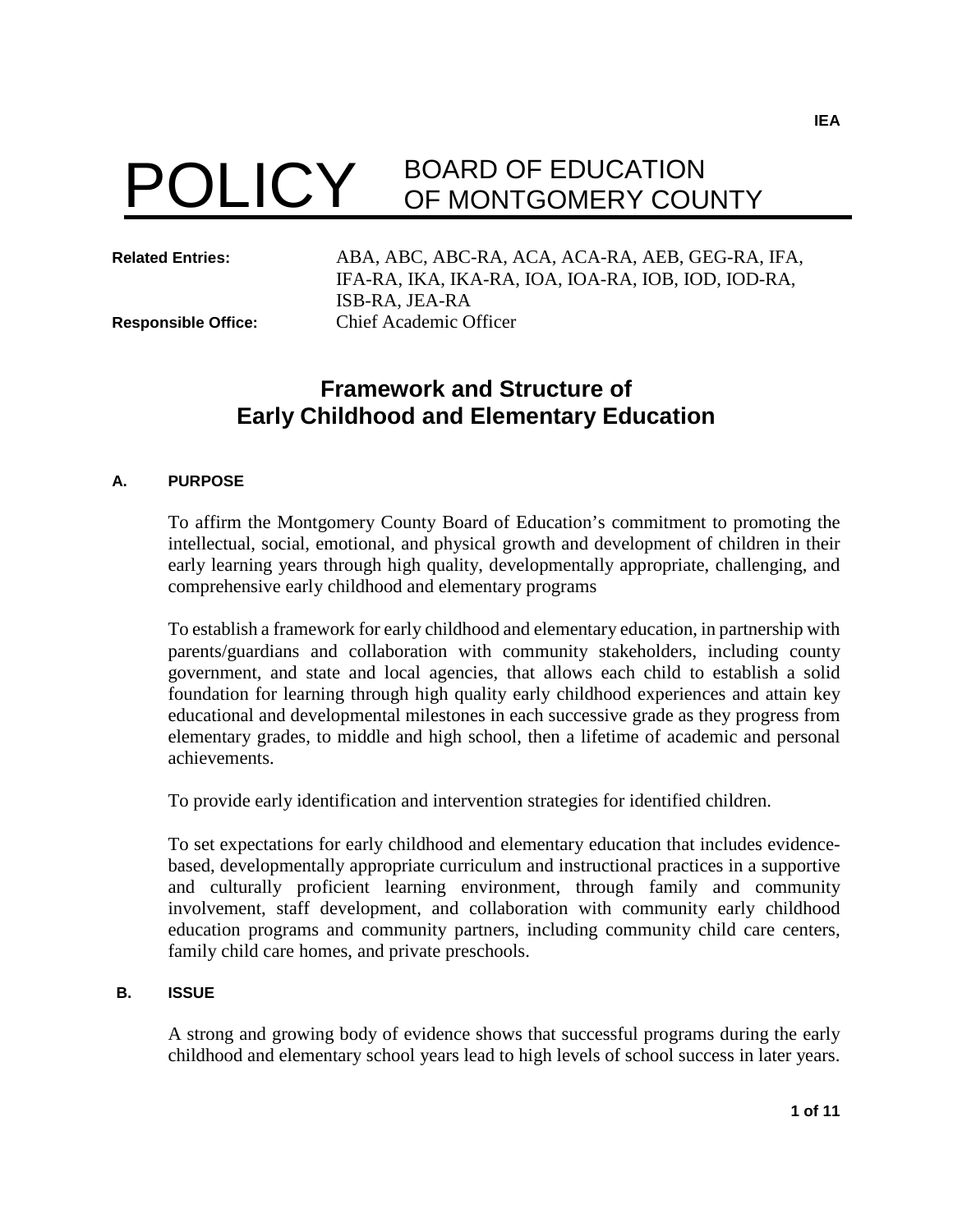IEA

# POLICY BOARD OF EDUCATION OF MONTGOMERY COUNTY

**Related Entries:** ABA, ABC, ABC-RA, ACA, ACA-RA, AEB, GEG-RA, IFA, IFA-RA, IKA, IKA-RA, IOA, IOA-RA, IOB, IOD, IOD-RA, ISB-RA, JEA-RA

**Responsible Office:** Chief Academic Officer

## Framework and Structure of Early Childhood and Elementary Education

### A. PURPOSE

To affirm the Montgomery County Board of Education's commitment to promoting the intellectual, social, emotional, and physical growth and development of children in their early learning years through high quality, developmentally appropriate, challenging, and comprehensive early childhood and elementary programs

To establish a framework for early childhood and elementary education, in partnership with parents/guardians and collaboration with community stakeholders, including county government, and state and local agencies, that allows each child to establish a solid foundation for learning through high quality early childhood experiences and attain key educational and developmental milestones in each successive grade as they progress from elementary grades, to middle and high school, then a lifetime of academic and personal achievements.

To provide early identification and intervention strategies for identified children.

To set expectations for early childhood and elementary education that includes evidence-based, developmentally appropriate curriculum and instructional practices in a supportive and culturally proficient learning environment, through family and community involvement, staff development, and collaboration with community early childhood education programs and community partners, including community child care centers, family child care homes, and private preschools.

### B. ISSUE

A strong and growing body of evidence shows that successful programs during the early childhood and elementary school years lead to high levels of school success in later years.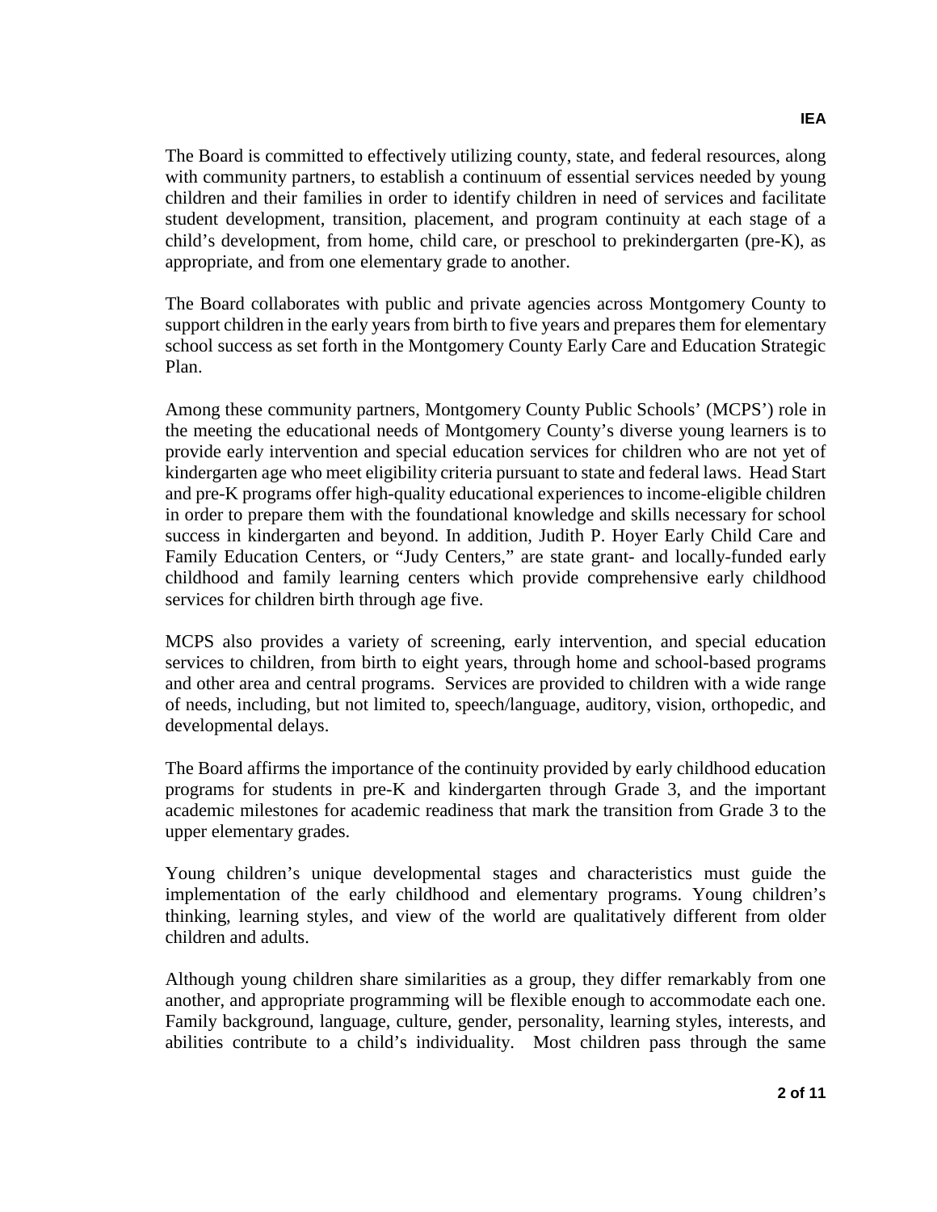The Board is committed to effectively utilizing county, state, and federal resources, along with community partners, to establish a continuum of essential services needed by young children and their families in order to identify children in need of services and facilitate student development, transition, placement, and program continuity at each stage of a child's development, from home, child care, or preschool to prekindergarten (pre-K), as appropriate, and from one elementary grade to another.

The Board collaborates with public and private agencies across Montgomery County to support children in the early years from birth to five years and prepares them for elementary school success as set forth in the Montgomery County Early Care and Education Strategic Plan.

Among these community partners, Montgomery County Public Schools' (MCPS') role in the meeting the educational needs of Montgomery County's diverse young learners is to provide early intervention and special education services for children who are not yet of kindergarten age who meet eligibility criteria pursuant to state and federal laws. Head Start and pre-K programs offer high-quality educational experiences to income-eligible children in order to prepare them with the foundational knowledge and skills necessary for school success in kindergarten and beyond. In addition, Judith P. Hoyer Early Child Care and Family Education Centers, or "Judy Centers," are state grant- and locally-funded early childhood and family learning centers which provide comprehensive early childhood services for children birth through age five.

MCPS also provides a variety of screening, early intervention, and special education services to children, from birth to eight years, through home and school-based programs and other area and central programs. Services are provided to children with a wide range of needs, including, but not limited to, speech/language, auditory, vision, orthopedic, and developmental delays.

The Board affirms the importance of the continuity provided by early childhood education programs for students in pre-K and kindergarten through Grade 3, and the important academic milestones for academic readiness that mark the transition from Grade 3 to the upper elementary grades.

Young children's unique developmental stages and characteristics must guide the implementation of the early childhood and elementary programs. Young children's thinking, learning styles, and view of the world are qualitatively different from older children and adults.

Although young children share similarities as a group, they differ remarkably from one another, and appropriate programming will be flexible enough to accommodate each one. Family background, language, culture, gender, personality, learning styles, interests, and abilities contribute to a child's individuality. Most children pass through the same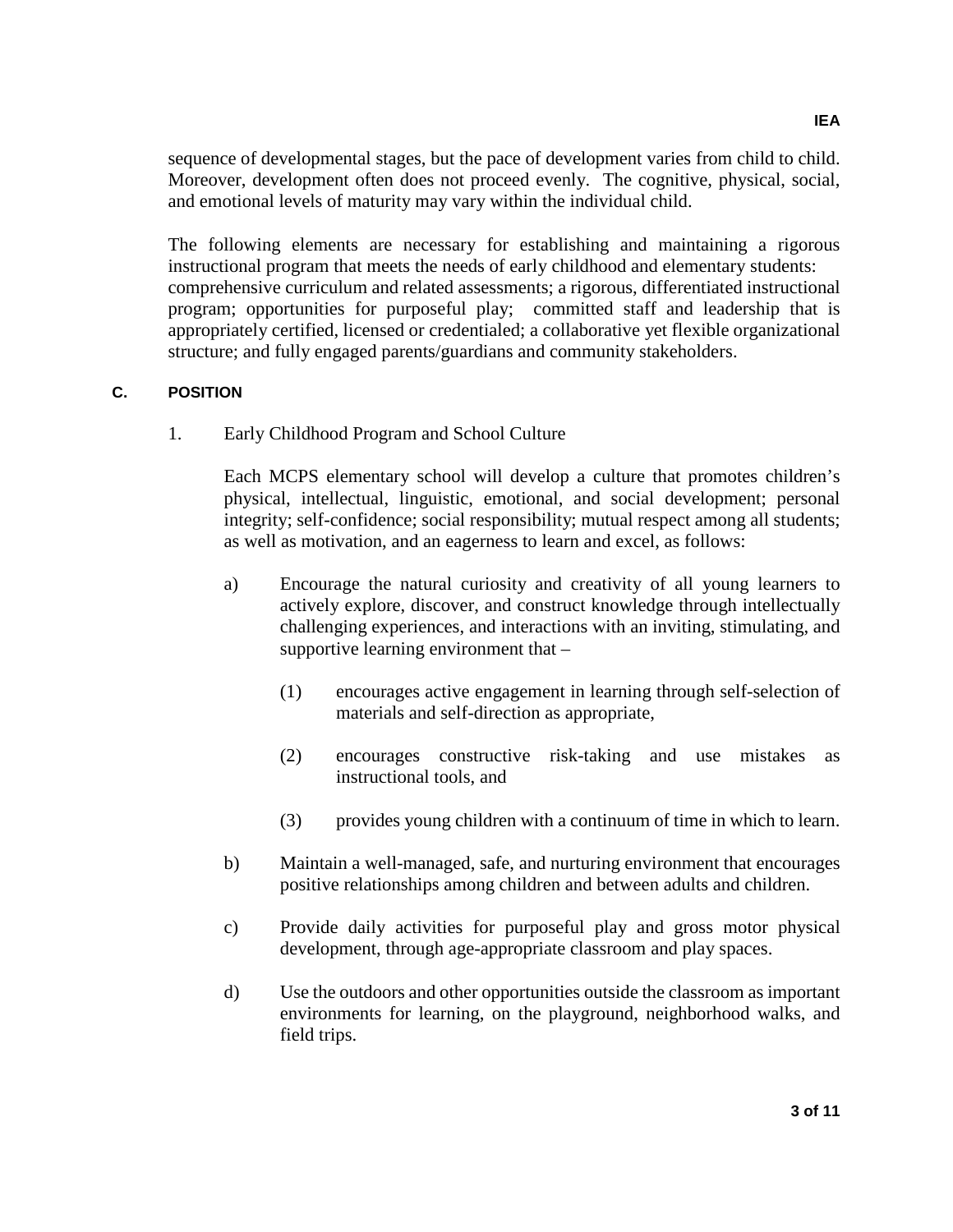sequence of developmental stages, but the pace of development varies from child to child. Moreover, development often does not proceed evenly. The cognitive, physical, social, and emotional levels of maturity may vary within the individual child.

The following elements are necessary for establishing and maintaining a rigorous instructional program that meets the needs of early childhood and elementary students: comprehensive curriculum and related assessments; a rigorous, differentiated instructional program; opportunities for purposeful play; committed staff and leadership that is appropriately certified, licensed or credentialed; a collaborative yet flexible organizational structure; and fully engaged parents/guardians and community stakeholders.

## C. POSITION

1. Early Childhood Program and School Culture

   Each MCPS elementary school will develop a culture that promotes children's physical, intellectual, linguistic, emotional, and social development; personal integrity; self-confidence; social responsibility; mutual respect among all students; as well as motivation, and an eagerness to learn and excel, as follows:

   a) Encourage the natural curiosity and creativity of all young learners to actively explore, discover, and construct knowledge through intellectually challenging experiences, and interactions with an inviting, stimulating, and supportive learning environment that –

      (1) encourages active engagement in learning through self-selection of materials and self-direction as appropriate,

      (2) encourages constructive risk-taking and use mistakes as instructional tools, and

      (3) provides young children with a continuum of time in which to learn.

   b) Maintain a well-managed, safe, and nurturing environment that encourages positive relationships among children and between adults and children.

   c) Provide daily activities for purposeful play and gross motor physical development, through age-appropriate classroom and play spaces.

   d) Use the outdoors and other opportunities outside the classroom as important environments for learning, on the playground, neighborhood walks, and field trips.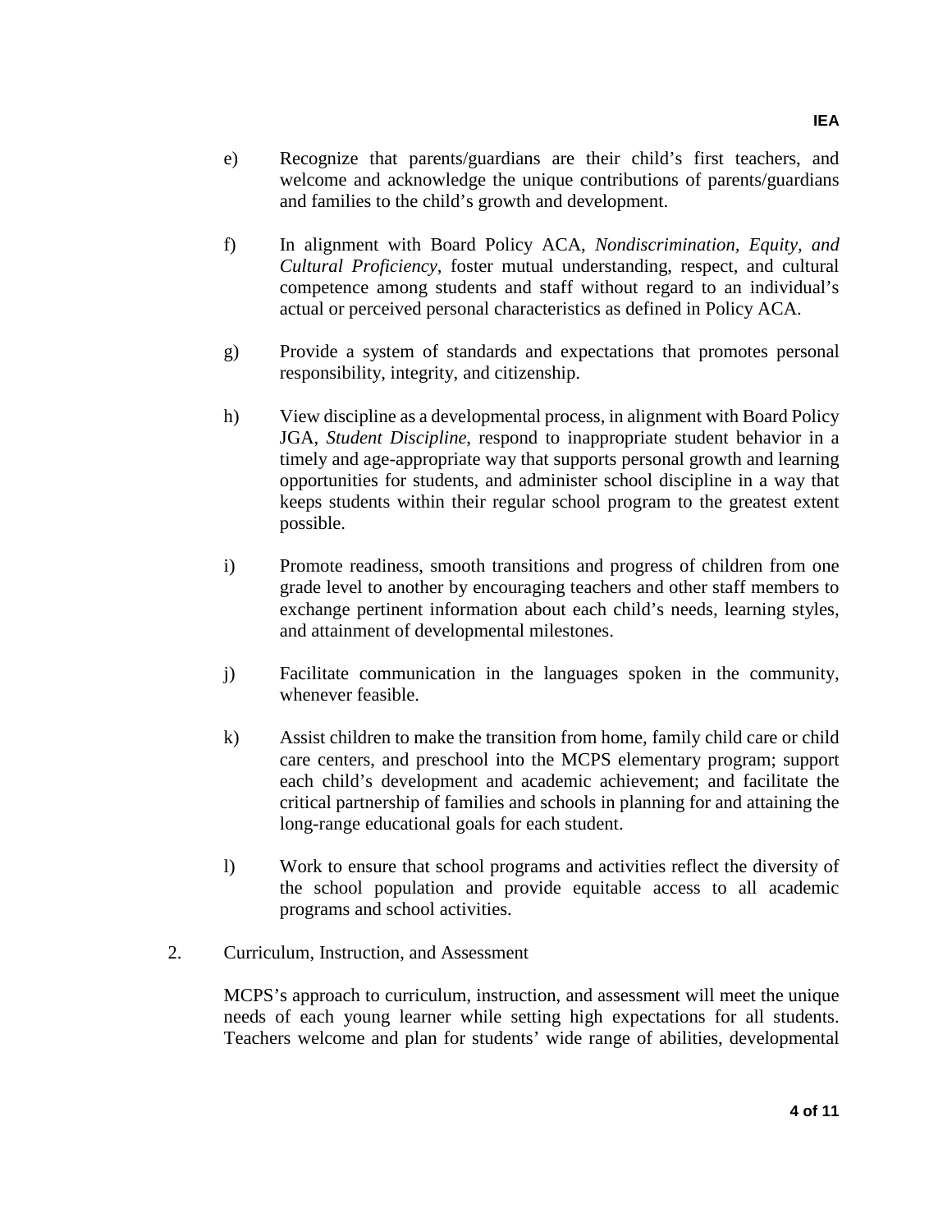e) Recognize that parents/guardians are their child's first teachers, and welcome and acknowledge the unique contributions of parents/guardians and families to the child's growth and development.

f) In alignment with Board Policy ACA, *Nondiscrimination, Equity, and Cultural Proficiency*, foster mutual understanding, respect, and cultural competence among students and staff without regard to an individual's actual or perceived personal characteristics as defined in Policy ACA.

g) Provide a system of standards and expectations that promotes personal responsibility, integrity, and citizenship.

h) View discipline as a developmental process, in alignment with Board Policy JGA, *Student Discipline*, respond to inappropriate student behavior in a timely and age-appropriate way that supports personal growth and learning opportunities for students, and administer school discipline in a way that keeps students within their regular school program to the greatest extent possible.

i) Promote readiness, smooth transitions and progress of children from one grade level to another by encouraging teachers and other staff members to exchange pertinent information about each child's needs, learning styles, and attainment of developmental milestones.

j) Facilitate communication in the languages spoken in the community, whenever feasible.

k) Assist children to make the transition from home, family child care or child care centers, and preschool into the MCPS elementary program; support each child's development and academic achievement; and facilitate the critical partnership of families and schools in planning for and attaining the long-range educational goals for each student.

l) Work to ensure that school programs and activities reflect the diversity of the school population and provide equitable access to all academic programs and school activities.

2. Curriculum, Instruction, and Assessment

MCPS's approach to curriculum, instruction, and assessment will meet the unique needs of each young learner while setting high expectations for all students. Teachers welcome and plan for students' wide range of abilities, developmental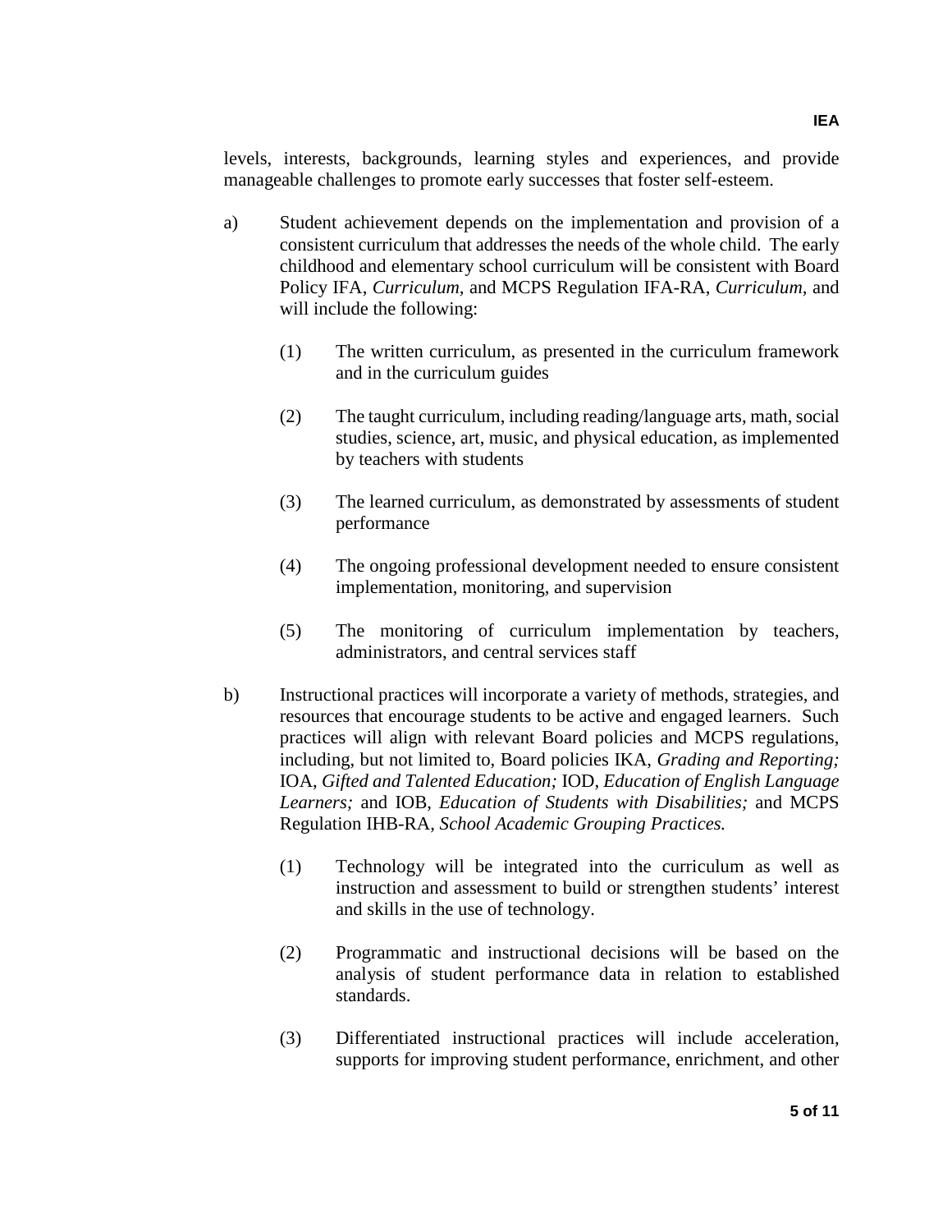levels, interests, backgrounds, learning styles and experiences, and provide manageable challenges to promote early successes that foster self-esteem.

a) Student achievement depends on the implementation and provision of a consistent curriculum that addresses the needs of the whole child. The early childhood and elementary school curriculum will be consistent with Board Policy IFA, *Curriculum,* and MCPS Regulation IFA-RA, *Curriculum,* and will include the following:

   (1) The written curriculum, as presented in the curriculum framework and in the curriculum guides

   (2) The taught curriculum, including reading/language arts, math, social studies, science, art, music, and physical education, as implemented by teachers with students

   (3) The learned curriculum, as demonstrated by assessments of student performance

   (4) The ongoing professional development needed to ensure consistent implementation, monitoring, and supervision

   (5) The monitoring of curriculum implementation by teachers, administrators, and central services staff

b) Instructional practices will incorporate a variety of methods, strategies, and resources that encourage students to be active and engaged learners. Such practices will align with relevant Board policies and MCPS regulations, including, but not limited to, Board policies IKA, *Grading and Reporting;* IOA, *Gifted and Talented Education;* IOD, *Education of English Language Learners;* and IOB, *Education of Students with Disabilities;* and MCPS Regulation IHB-RA, *School Academic Grouping Practices.*

   (1) Technology will be integrated into the curriculum as well as instruction and assessment to build or strengthen students' interest and skills in the use of technology.

   (2) Programmatic and instructional decisions will be based on the analysis of student performance data in relation to established standards.

   (3) Differentiated instructional practices will include acceleration, supports for improving student performance, enrichment, and other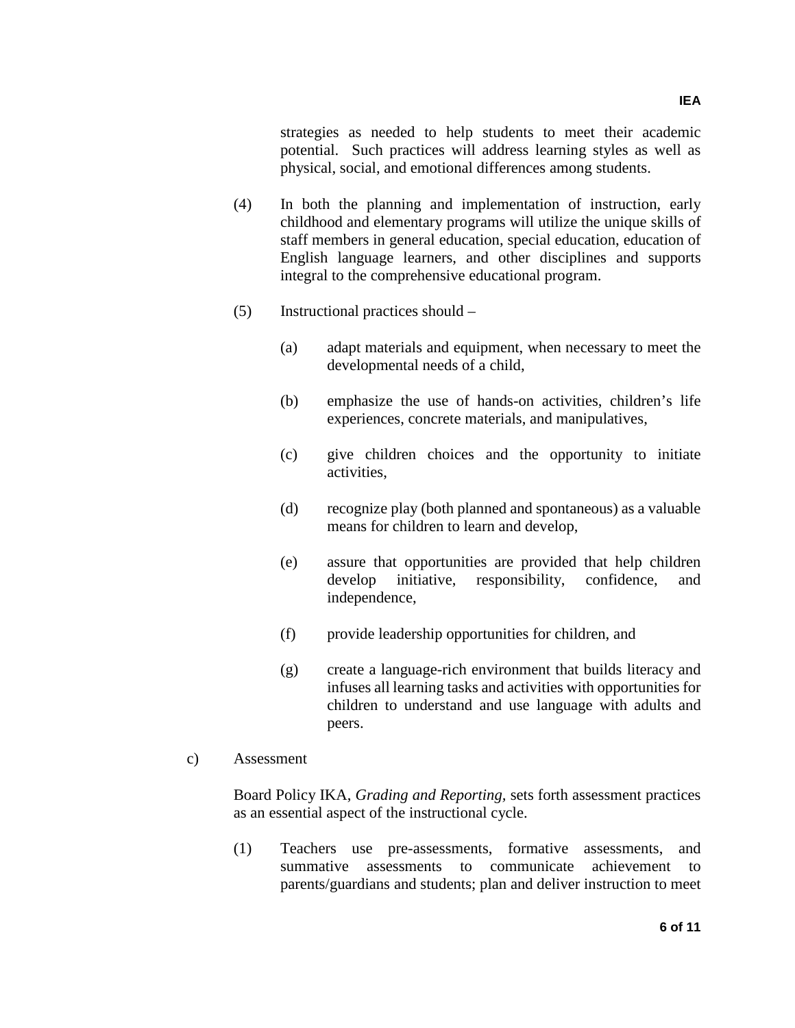strategies as needed to help students to meet their academic potential. Such practices will address learning styles as well as physical, social, and emotional differences among students.

(4) In both the planning and implementation of instruction, early childhood and elementary programs will utilize the unique skills of staff members in general education, special education, education of English language learners, and other disciplines and supports integral to the comprehensive educational program.

(5) Instructional practices should –

(a) adapt materials and equipment, when necessary to meet the developmental needs of a child,

(b) emphasize the use of hands-on activities, children's life experiences, concrete materials, and manipulatives,

(c) give children choices and the opportunity to initiate activities,

(d) recognize play (both planned and spontaneous) as a valuable means for children to learn and develop,

(e) assure that opportunities are provided that help children develop initiative, responsibility, confidence, and independence,

(f) provide leadership opportunities for children, and

(g) create a language-rich environment that builds literacy and infuses all learning tasks and activities with opportunities for children to understand and use language with adults and peers.

c) Assessment

Board Policy IKA, *Grading and Reporting,* sets forth assessment practices as an essential aspect of the instructional cycle.

(1) Teachers use pre-assessments, formative assessments, and summative assessments to communicate achievement to parents/guardians and students; plan and deliver instruction to meet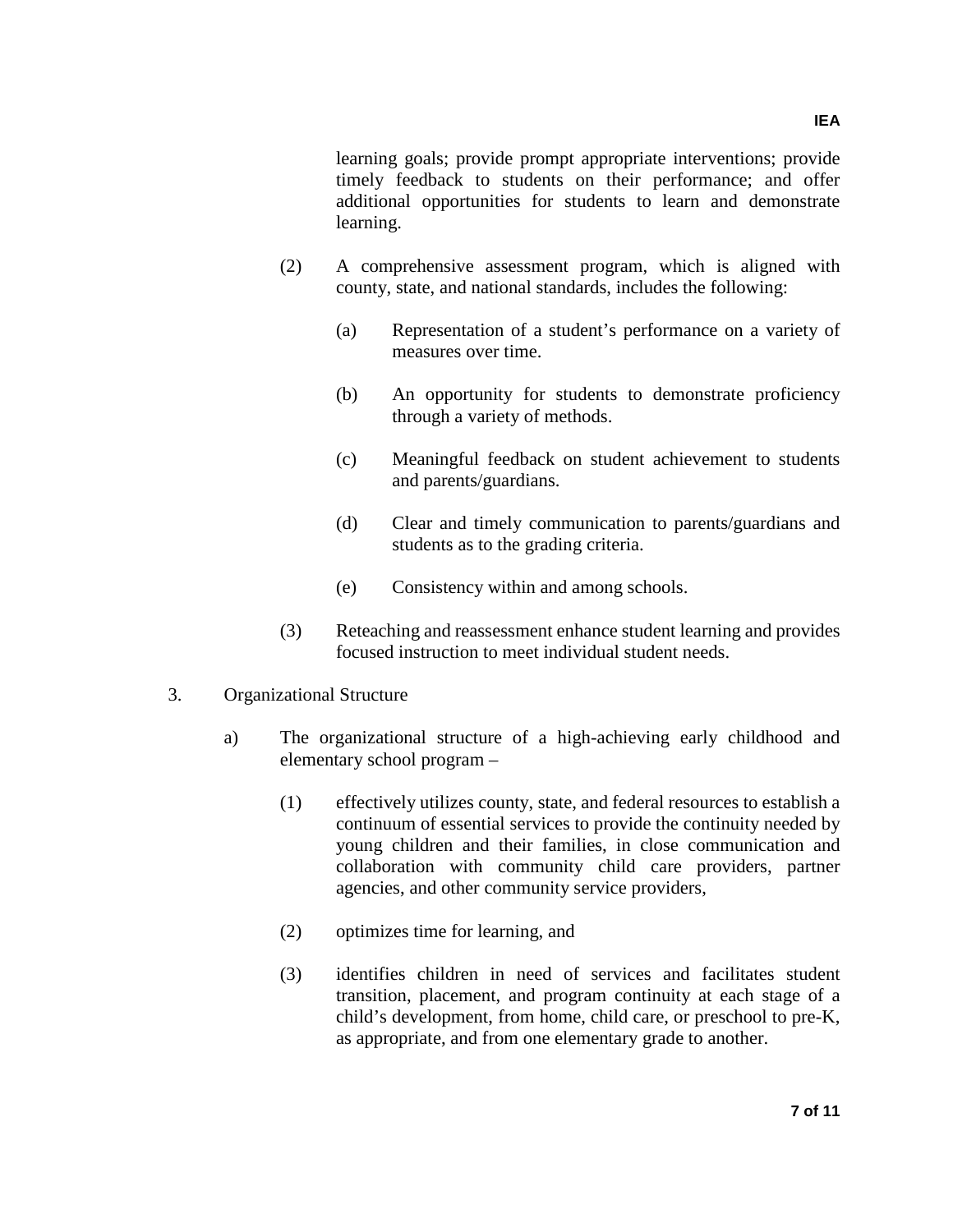learning goals; provide prompt appropriate interventions; provide timely feedback to students on their performance; and offer additional opportunities for students to learn and demonstrate learning.

(2) A comprehensive assessment program, which is aligned with county, state, and national standards, includes the following:

(a) Representation of a student's performance on a variety of measures over time.

(b) An opportunity for students to demonstrate proficiency through a variety of methods.

(c) Meaningful feedback on student achievement to students and parents/guardians.

(d) Clear and timely communication to parents/guardians and students as to the grading criteria.

(e) Consistency within and among schools.

(3) Reteaching and reassessment enhance student learning and provides focused instruction to meet individual student needs.

3. Organizational Structure

a) The organizational structure of a high-achieving early childhood and elementary school program –

(1) effectively utilizes county, state, and federal resources to establish a continuum of essential services to provide the continuity needed by young children and their families, in close communication and collaboration with community child care providers, partner agencies, and other community service providers,

(2) optimizes time for learning, and

(3) identifies children in need of services and facilitates student transition, placement, and program continuity at each stage of a child's development, from home, child care, or preschool to pre-K, as appropriate, and from one elementary grade to another.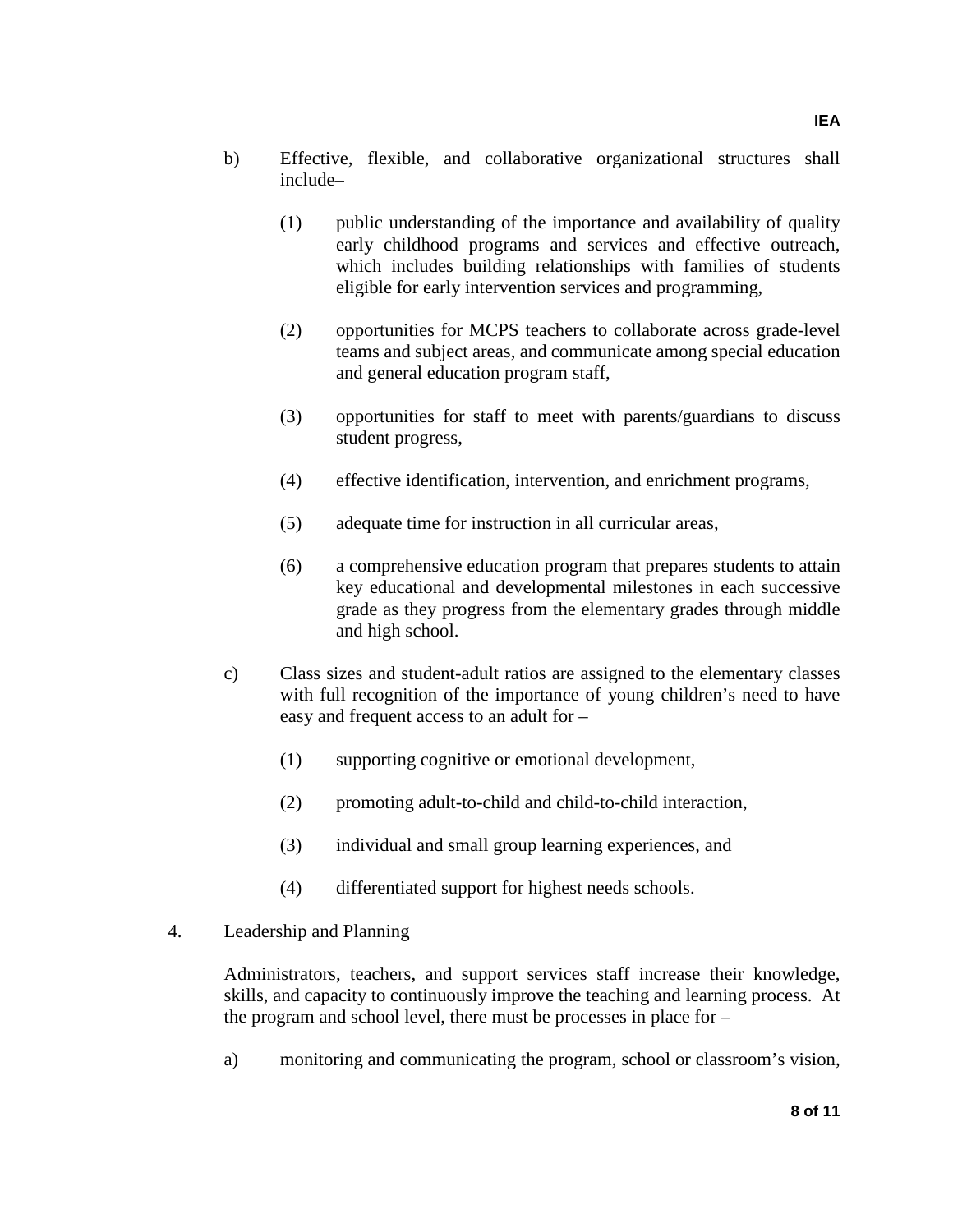b) Effective, flexible, and collaborative organizational structures shall include–

   (1) public understanding of the importance and availability of quality early childhood programs and services and effective outreach, which includes building relationships with families of students eligible for early intervention services and programming,

   (2) opportunities for MCPS teachers to collaborate across grade-level teams and subject areas, and communicate among special education and general education program staff,

   (3) opportunities for staff to meet with parents/guardians to discuss student progress,

   (4) effective identification, intervention, and enrichment programs,

   (5) adequate time for instruction in all curricular areas,

   (6) a comprehensive education program that prepares students to attain key educational and developmental milestones in each successive grade as they progress from the elementary grades through middle and high school.

c) Class sizes and student-adult ratios are assigned to the elementary classes with full recognition of the importance of young children's need to have easy and frequent access to an adult for –

   (1) supporting cognitive or emotional development,

   (2) promoting adult-to-child and child-to-child interaction,

   (3) individual and small group learning experiences, and

   (4) differentiated support for highest needs schools.

4. Leadership and Planning

   Administrators, teachers, and support services staff increase their knowledge, skills, and capacity to continuously improve the teaching and learning process. At the program and school level, there must be processes in place for –

   a) monitoring and communicating the program, school or classroom's vision,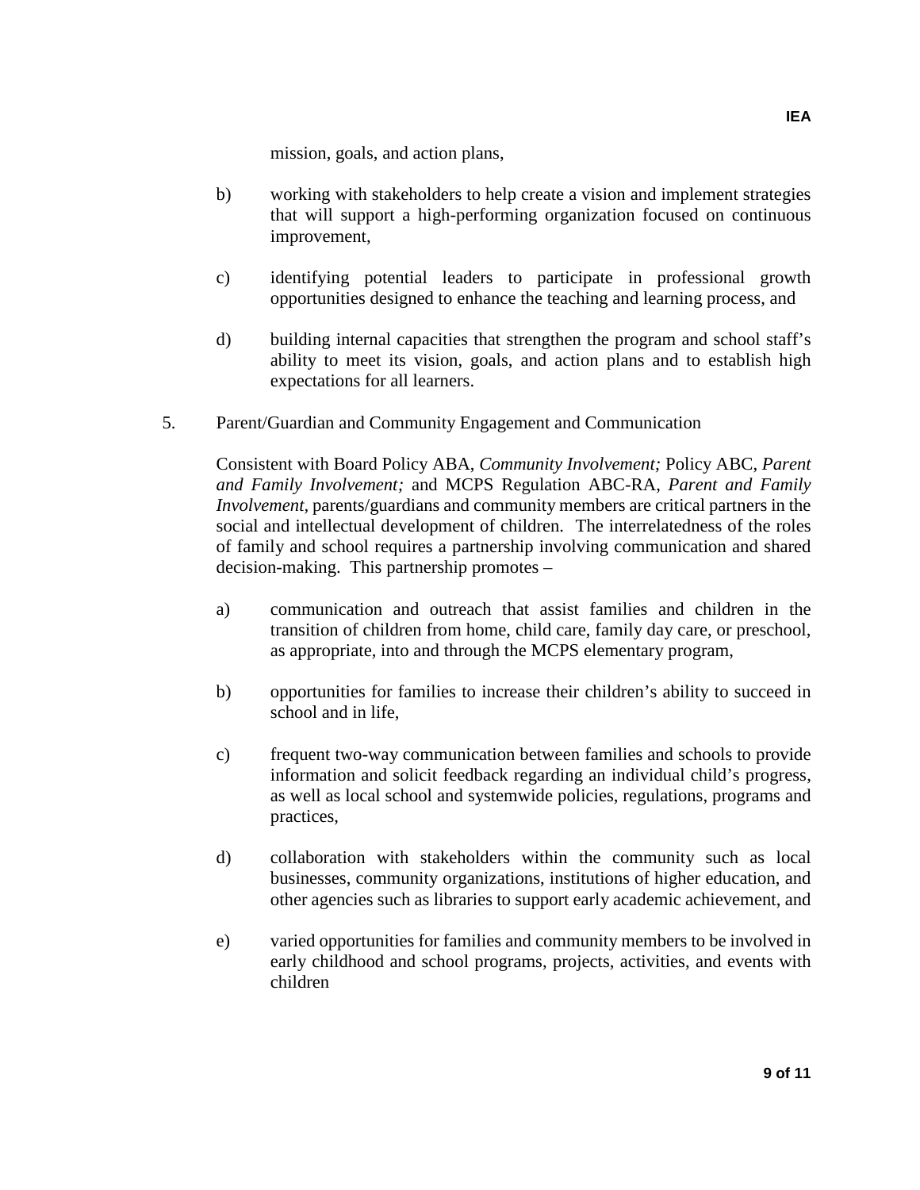mission, goals, and action plans,

b) working with stakeholders to help create a vision and implement strategies that will support a high-performing organization focused on continuous improvement,

c) identifying potential leaders to participate in professional growth opportunities designed to enhance the teaching and learning process, and

d) building internal capacities that strengthen the program and school staff's ability to meet its vision, goals, and action plans and to establish high expectations for all learners.

5. Parent/Guardian and Community Engagement and Communication

   Consistent with Board Policy ABA, *Community Involvement;* Policy ABC, *Parent and Family Involvement;* and MCPS Regulation ABC-RA, *Parent and Family Involvement,* parents/guardians and community members are critical partners in the social and intellectual development of children. The interrelatedness of the roles of family and school requires a partnership involving communication and shared decision-making. This partnership promotes –

   a) communication and outreach that assist families and children in the transition of children from home, child care, family day care, or preschool, as appropriate, into and through the MCPS elementary program,

   b) opportunities for families to increase their children's ability to succeed in school and in life,

   c) frequent two-way communication between families and schools to provide information and solicit feedback regarding an individual child's progress, as well as local school and systemwide policies, regulations, programs and practices,

   d) collaboration with stakeholders within the community such as local businesses, community organizations, institutions of higher education, and other agencies such as libraries to support early academic achievement, and

   e) varied opportunities for families and community members to be involved in early childhood and school programs, projects, activities, and events with children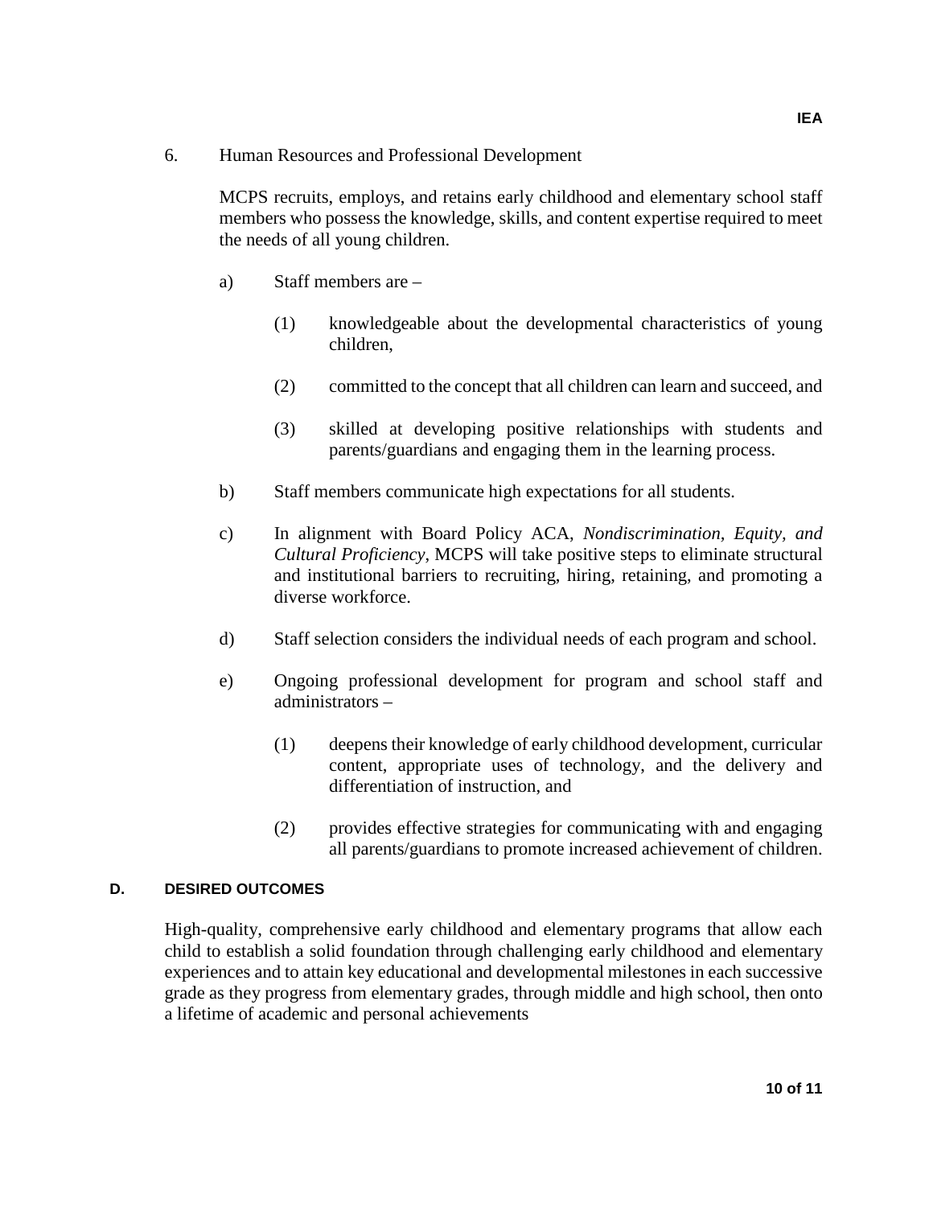6. Human Resources and Professional Development

MCPS recruits, employs, and retains early childhood and elementary school staff members who possess the knowledge, skills, and content expertise required to meet the needs of all young children.

a) Staff members are –

(1) knowledgeable about the developmental characteristics of young children,

(2) committed to the concept that all children can learn and succeed, and

(3) skilled at developing positive relationships with students and parents/guardians and engaging them in the learning process.

b) Staff members communicate high expectations for all students.

c) In alignment with Board Policy ACA, *Nondiscrimination, Equity, and Cultural Proficiency*, MCPS will take positive steps to eliminate structural and institutional barriers to recruiting, hiring, retaining, and promoting a diverse workforce.

d) Staff selection considers the individual needs of each program and school.

e) Ongoing professional development for program and school staff and administrators –

(1) deepens their knowledge of early childhood development, curricular content, appropriate uses of technology, and the delivery and differentiation of instruction, and

(2) provides effective strategies for communicating with and engaging all parents/guardians to promote increased achievement of children.

## D. DESIRED OUTCOMES

High-quality, comprehensive early childhood and elementary programs that allow each child to establish a solid foundation through challenging early childhood and elementary experiences and to attain key educational and developmental milestones in each successive grade as they progress from elementary grades, through middle and high school, then onto a lifetime of academic and personal achievements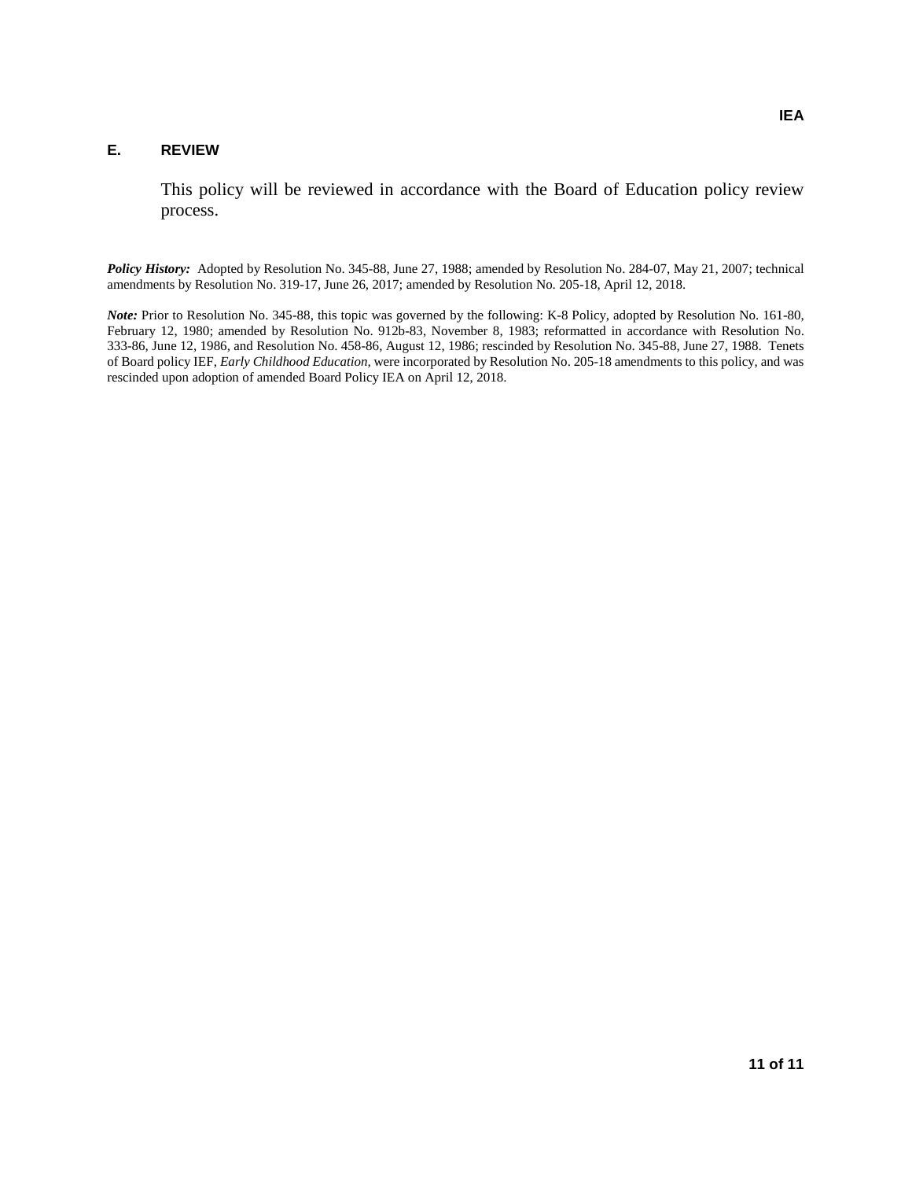## E. REVIEW

This policy will be reviewed in accordance with the Board of Education policy review process.

***Policy History:*** Adopted by Resolution No. 345-88, June 27, 1988; amended by Resolution No. 284-07, May 21, 2007; technical amendments by Resolution No. 319-17, June 26, 2017; amended by Resolution No. 205-18, April 12, 2018.

***Note:*** Prior to Resolution No. 345-88, this topic was governed by the following: K-8 Policy, adopted by Resolution No. 161-80, February 12, 1980; amended by Resolution No. 912b-83, November 8, 1983; reformatted in accordance with Resolution No. 333-86, June 12, 1986, and Resolution No. 458-86, August 12, 1986; rescinded by Resolution No. 345-88, June 27, 1988. Tenets of Board policy IEF, *Early Childhood Education,* were incorporated by Resolution No. 205-18 amendments to this policy, and was rescinded upon adoption of amended Board Policy IEA on April 12, 2018.